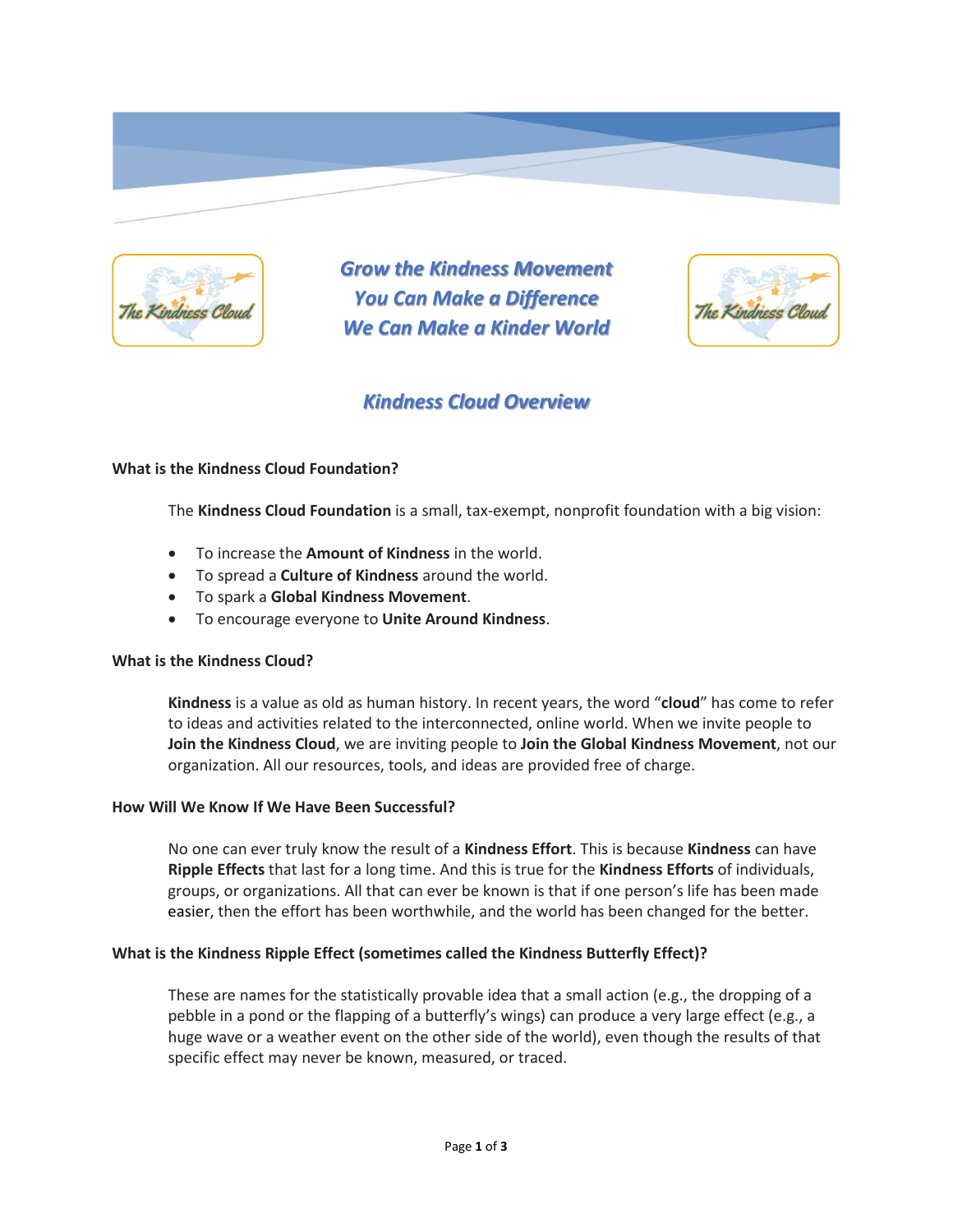***Grow the Kindness Movement***
***You Can Make a Difference***
***We Can Make a Kinder World***

# *Kindness Cloud Overview*

**What is the Kindness Cloud Foundation?**

The **Kindness Cloud Foundation** is a small, tax-exempt, nonprofit foundation with a big vision:

- To increase the **Amount of Kindness** in the world.
- To spread a **Culture of Kindness** around the world.
- To spark a **Global Kindness Movement**.
- To encourage everyone to **Unite Around Kindness**.

**What is the Kindness Cloud?**

**Kindness** is a value as old as human history. In recent years, the word "**cloud**" has come to refer to ideas and activities related to the interconnected, online world. When we invite people to **Join the Kindness Cloud**, we are inviting people to **Join the Global Kindness Movement**, not our organization. All our resources, tools, and ideas are provided free of charge.

**How Will We Know If We Have Been Successful?**

No one can ever truly know the result of a **Kindness Effort**. This is because **Kindness** can have **Ripple Effects** that last for a long time. And this is true for the **Kindness Efforts** of individuals, groups, or organizations. All that can ever be known is that if one person's life has been made easier, then the effort has been worthwhile, and the world has been changed for the better.

**What is the Kindness Ripple Effect (sometimes called the Kindness Butterfly Effect)?**

These are names for the statistically provable idea that a small action (e.g., the dropping of a pebble in a pond or the flapping of a butterfly's wings) can produce a very large effect (e.g., a huge wave or a weather event on the other side of the world), even though the results of that specific effect may never be known, measured, or traced.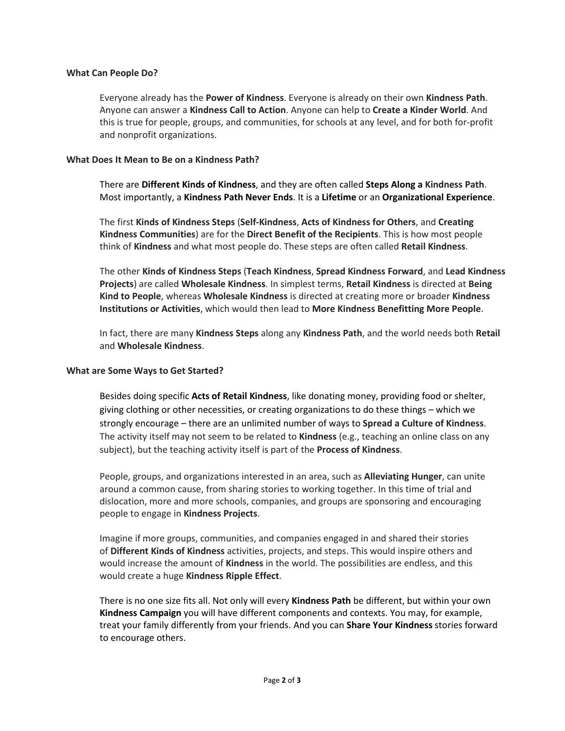**What Can People Do?**

Everyone already has the **Power of Kindness**. Everyone is already on their own **Kindness Path**. Anyone can answer a **Kindness Call to Action**. Anyone can help to **Create a Kinder World**. And this is true for people, groups, and communities, for schools at any level, and for both for-profit and nonprofit organizations.

**What Does It Mean to Be on a Kindness Path?**

There are **Different Kinds of Kindness**, and they are often called **Steps Along a Kindness Path**. Most importantly, a **Kindness Path Never Ends**. It is a **Lifetime** or an **Organizational Experience**.

The first **Kinds of Kindness Steps** (**Self-Kindness**, **Acts of Kindness for Others**, and **Creating Kindness Communities**) are for the **Direct Benefit of the Recipients**. This is how most people think of **Kindness** and what most people do. These steps are often called **Retail Kindness**.

The other **Kinds of Kindness Steps** (**Teach Kindness**, **Spread Kindness Forward**, and **Lead Kindness Projects**) are called **Wholesale Kindness**. In simplest terms, **Retail Kindness** is directed at **Being Kind to People**, whereas **Wholesale Kindness** is directed at creating more or broader **Kindness Institutions or Activities**, which would then lead to **More Kindness Benefitting More People**.

In fact, there are many **Kindness Steps** along any **Kindness Path**, and the world needs both **Retail** and **Wholesale Kindness**.

**What are Some Ways to Get Started?**

Besides doing specific **Acts of Retail Kindness**, like donating money, providing food or shelter, giving clothing or other necessities, or creating organizations to do these things – which we strongly encourage – there are an unlimited number of ways to **Spread a Culture of Kindness**. The activity itself may not seem to be related to **Kindness** (e.g., teaching an online class on any subject), but the teaching activity itself is part of the **Process of Kindness**.

People, groups, and organizations interested in an area, such as **Alleviating Hunger**, can unite around a common cause, from sharing stories to working together. In this time of trial and dislocation, more and more schools, companies, and groups are sponsoring and encouraging people to engage in **Kindness Projects**.

Imagine if more groups, communities, and companies engaged in and shared their stories of **Different Kinds of Kindness** activities, projects, and steps. This would inspire others and would increase the amount of **Kindness** in the world. The possibilities are endless, and this would create a huge **Kindness Ripple Effect**.

There is no one size fits all. Not only will every **Kindness Path** be different, but within your own **Kindness Campaign** you will have different components and contexts. You may, for example, treat your family differently from your friends. And you can **Share Your Kindness** stories forward to encourage others.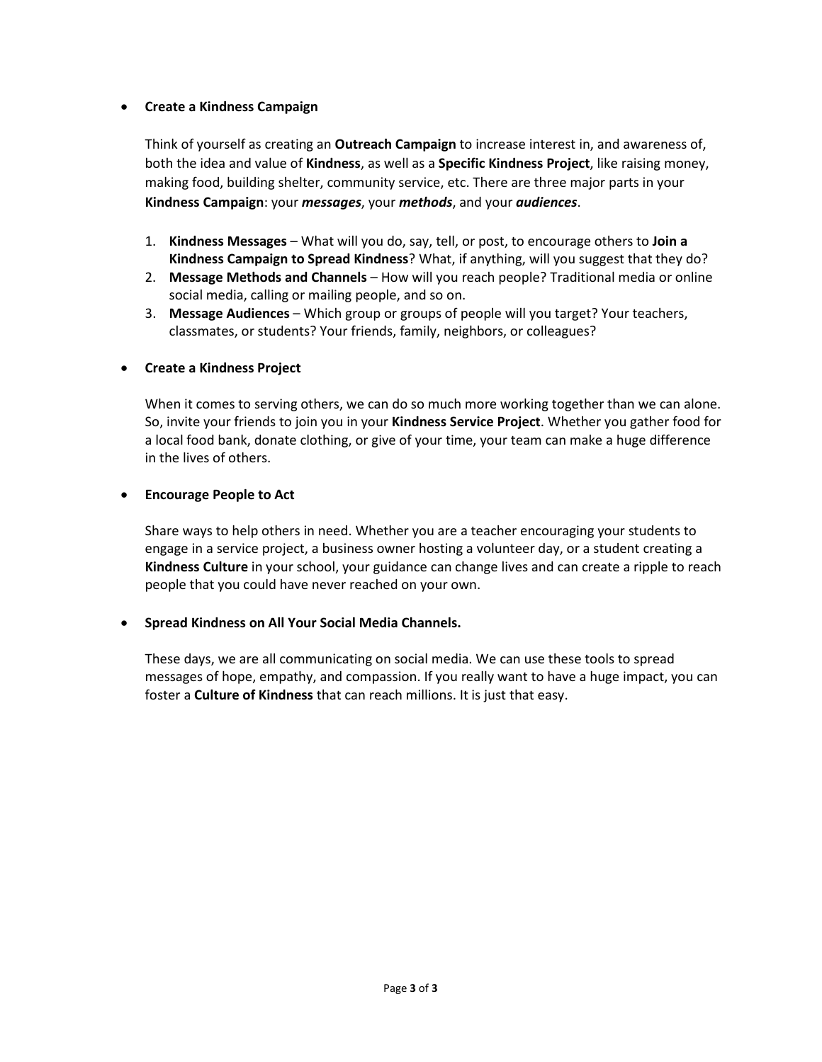- **Create a Kindness Campaign**

  Think of yourself as creating an **Outreach Campaign** to increase interest in, and awareness of, both the idea and value of **Kindness**, as well as a **Specific Kindness Project**, like raising money, making food, building shelter, community service, etc. There are three major parts in your **Kindness Campaign**: your ***messages***, your ***methods***, and your ***audiences***.

  1. **Kindness Messages** – What will you do, say, tell, or post, to encourage others to **Join a Kindness Campaign to Spread Kindness**? What, if anything, will you suggest that they do?
  2. **Message Methods and Channels** – How will you reach people? Traditional media or online social media, calling or mailing people, and so on.
  3. **Message Audiences** – Which group or groups of people will you target? Your teachers, classmates, or students? Your friends, family, neighbors, or colleagues?

- **Create a Kindness Project**

  When it comes to serving others, we can do so much more working together than we can alone. So, invite your friends to join you in your **Kindness Service Project**. Whether you gather food for a local food bank, donate clothing, or give of your time, your team can make a huge difference in the lives of others.

- **Encourage People to Act**

  Share ways to help others in need. Whether you are a teacher encouraging your students to engage in a service project, a business owner hosting a volunteer day, or a student creating a **Kindness Culture** in your school, your guidance can change lives and can create a ripple to reach people that you could have never reached on your own.

- **Spread Kindness on All Your Social Media Channels.**

  These days, we are all communicating on social media. We can use these tools to spread messages of hope, empathy, and compassion. If you really want to have a huge impact, you can foster a **Culture of Kindness** that can reach millions. It is just that easy.